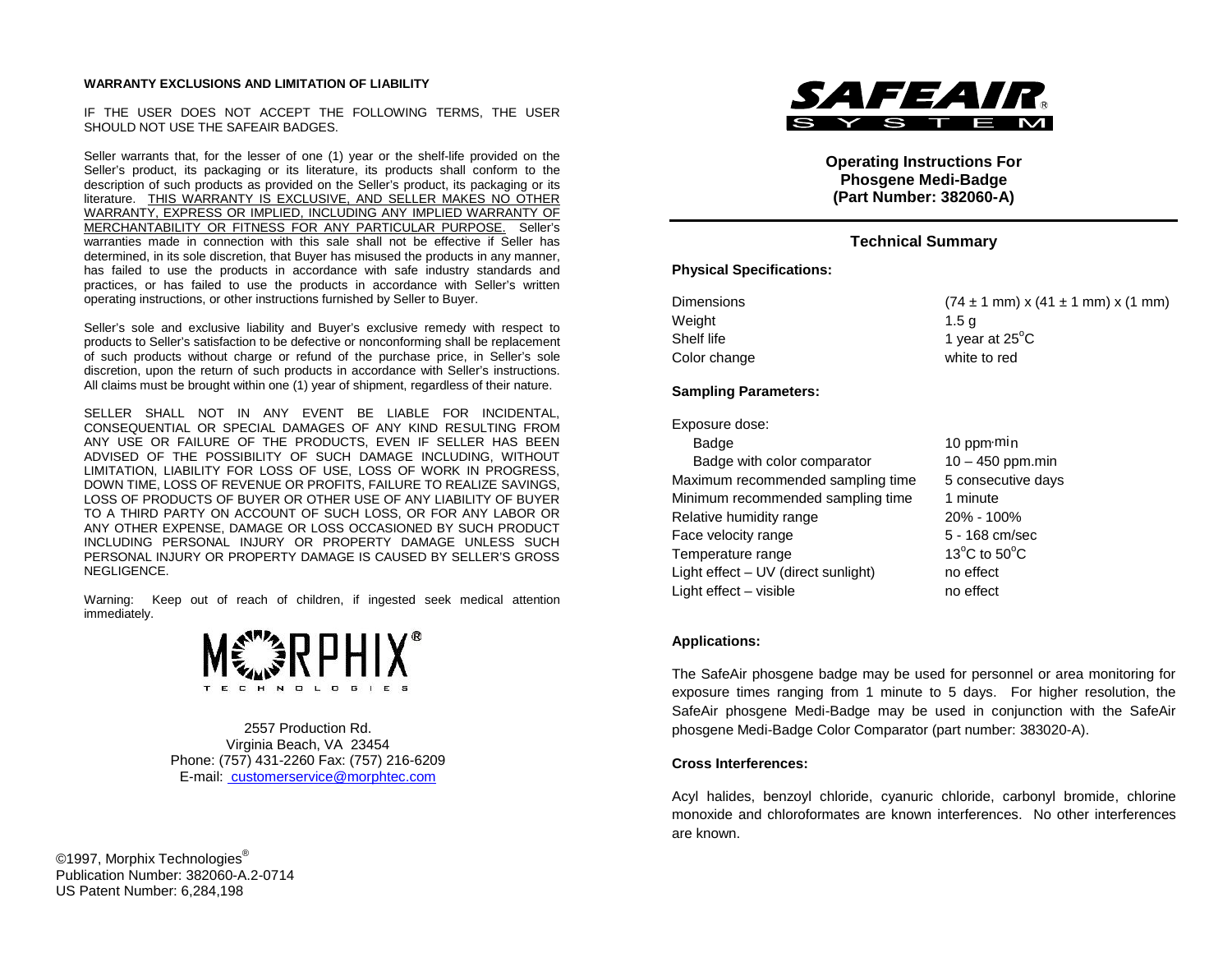**WARRANTY EXCLUSIONS AND LIMITATION OF LIABILITY**

IF THE USER DOES NOT ACCEPT THE FOLLOWING TERMS, THE USER SHOULD NOT USE THE SAFEAIR BADGES.

Seller warrants that, for the lesser of one (1) year or the shelf-life provided on the Seller's product, its packaging or its literature, its products shall conform to the description of such products as provided on the Seller's product, its packaging or its literature. THIS WARRANTY IS EXCLUSIVE, AND SELLER MAKES NO OTHER WARRANTY, EXPRESS OR IMPLIED, INCLUDING ANY IMPLIED WARRANTY OF MERCHANTABILITY OR FITNESS FOR ANY PARTICULAR PURPOSE. Seller's warranties made in connection with this sale shall not be effective if Seller has determined, in its sole discretion, that Buyer has misused the products in any manner, has failed to use the products in accordance with safe industry standards and practices, or has failed to use the products in accordance with Seller's written operating instructions, or other instructions furnished by Seller to Buyer.

Seller's sole and exclusive liability and Buyer's exclusive remedy with respect to products to Seller's satisfaction to be defective or nonconforming shall be replacement of such products without charge or refund of the purchase price, in Seller's sole discretion, upon the return of such products in accordance with Seller's instructions. All claims must be brought within one (1) year of shipment, regardless of their nature.

SELLER SHALL NOT IN ANY EVENT BE LIABLE FOR INCIDENTAL, CONSEQUENTIAL OR SPECIAL DAMAGES OF ANY KIND RESULTING FROM ANY USE OR FAILURE OF THE PRODUCTS, EVEN IF SELLER HAS BEEN ADVISED OF THE POSSIBILITY OF SUCH DAMAGE INCLUDING, WITHOUT LIMITATION, LIABILITY FOR LOSS OF USE, LOSS OF WORK IN PROGRESS, DOWN TIME, LOSS OF REVENUE OR PROFITS, FAILURE TO REALIZE SAVINGS, LOSS OF PRODUCTS OF BUYER OR OTHER USE OF ANY LIABILITY OF BUYER TO A THIRD PARTY ON ACCOUNT OF SUCH LOSS, OR FOR ANY LABOR OR ANY OTHER EXPENSE, DAMAGE OR LOSS OCCASIONED BY SUCH PRODUCT INCLUDING PERSONAL INJURY OR PROPERTY DAMAGE UNLESS SUCH PERSONAL INJURY OR PROPERTY DAMAGE IS CAUSED BY SELLER'S GROSS NEGLIGENCE.

Warning: Keep out of reach of children, if ingested seek medical attention immediately.

MORPHIX® TECHNOLOGIES

2557 Production Rd.
Virginia Beach, VA 23454
Phone: (757) 431-2260 Fax: (757) 216-6209
E-mail: customerservice@morphtec.com

©1997, Morphix Technologies®
Publication Number: 382060-A.2-0714
US Patent Number: 6,284,198

SAFEAIR® SYSTEM

**Operating Instructions For Phosgene Medi-Badge (Part Number: 382060-A)**

## Technical Summary

**Physical Specifications:**

| | |
|---|---|
| Dimensions | (74 ± 1 mm) x (41 ± 1 mm) x (1 mm) |
| Weight | 1.5 g |
| Shelf life | 1 year at 25°C |
| Color change | white to red |

**Sampling Parameters:**

| | |
|---|---|
| Exposure dose: | |
| Badge | 10 ppm·min |
| Badge with color comparator | 10 – 450 ppm.min |
| Maximum recommended sampling time | 5 consecutive days |
| Minimum recommended sampling time | 1 minute |
| Relative humidity range | 20% - 100% |
| Face velocity range | 5 - 168 cm/sec |
| Temperature range | 13°C to 50°C |
| Light effect – UV (direct sunlight) | no effect |
| Light effect – visible | no effect |

**Applications:**

The SafeAir phosgene badge may be used for personnel or area monitoring for exposure times ranging from 1 minute to 5 days. For higher resolution, the SafeAir phosgene Medi-Badge may be used in conjunction with the SafeAir phosgene Medi-Badge Color Comparator (part number: 383020-A).

**Cross Interferences:**

Acyl halides, benzoyl chloride, cyanuric chloride, carbonyl bromide, chlorine monoxide and chloroformates are known interferences. No other interferences are known.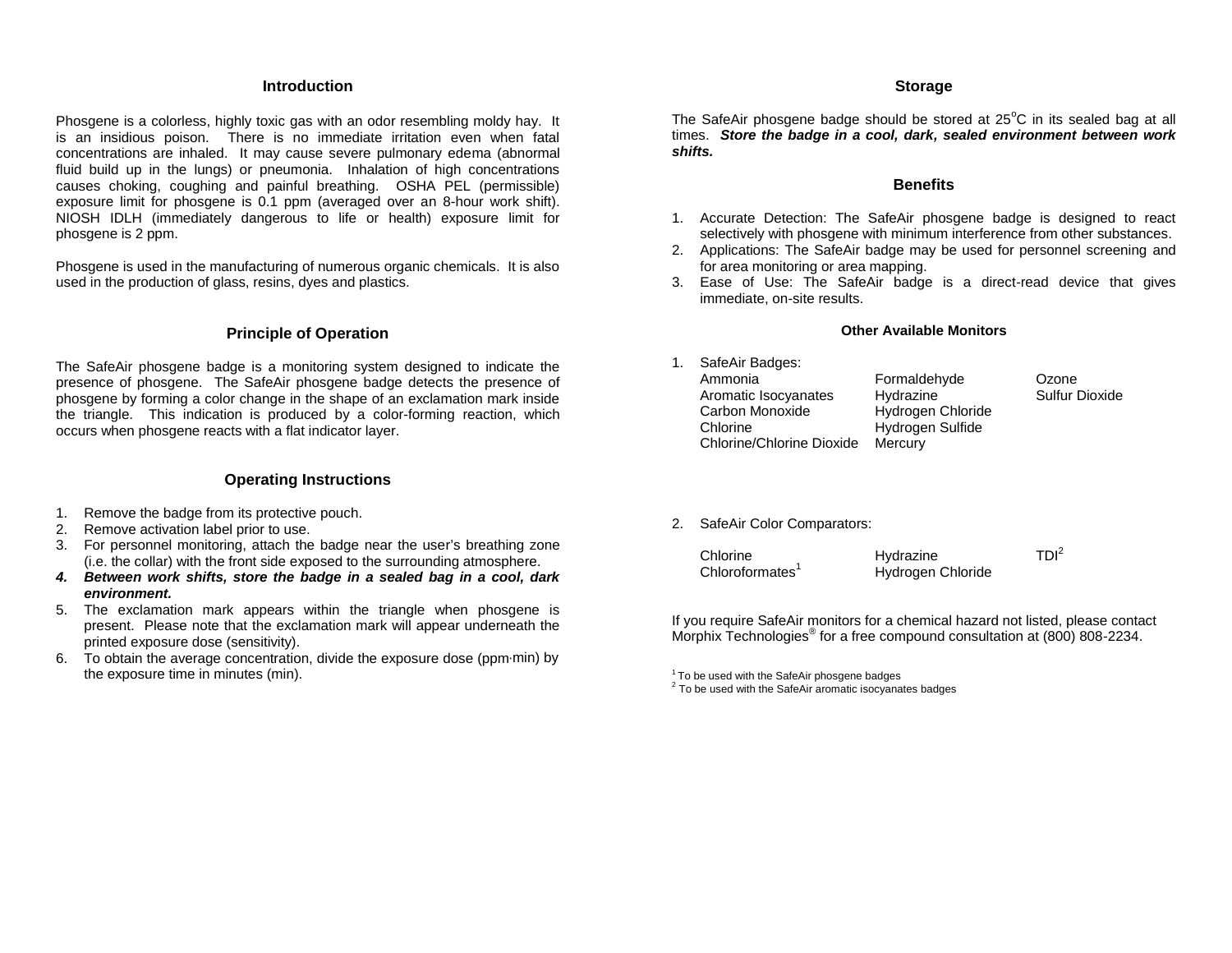## Introduction

Phosgene is a colorless, highly toxic gas with an odor resembling moldy hay. It is an insidious poison. There is no immediate irritation even when fatal concentrations are inhaled. It may cause severe pulmonary edema (abnormal fluid build up in the lungs) or pneumonia. Inhalation of high concentrations causes choking, coughing and painful breathing. OSHA PEL (permissible) exposure limit for phosgene is 0.1 ppm (averaged over an 8-hour work shift). NIOSH IDLH (immediately dangerous to life or health) exposure limit for phosgene is 2 ppm.

Phosgene is used in the manufacturing of numerous organic chemicals. It is also used in the production of glass, resins, dyes and plastics.

## Principle of Operation

The SafeAir phosgene badge is a monitoring system designed to indicate the presence of phosgene. The SafeAir phosgene badge detects the presence of phosgene by forming a color change in the shape of an exclamation mark inside the triangle. This indication is produced by a color-forming reaction, which occurs when phosgene reacts with a flat indicator layer.

## Operating Instructions

1. Remove the badge from its protective pouch.
2. Remove activation label prior to use.
3. For personnel monitoring, attach the badge near the user's breathing zone (i.e. the collar) with the front side exposed to the surrounding atmosphere.
4. ***Between work shifts, store the badge in a sealed bag in a cool, dark environment.***
5. The exclamation mark appears within the triangle when phosgene is present. Please note that the exclamation mark will appear underneath the printed exposure dose (sensitivity).
6. To obtain the average concentration, divide the exposure dose (ppm·min) by the exposure time in minutes (min).

## Storage

The SafeAir phosgene badge should be stored at 25°C in its sealed bag at all times. ***Store the badge in a cool, dark, sealed environment between work shifts.***

## Benefits

1. Accurate Detection: The SafeAir phosgene badge is designed to react selectively with phosgene with minimum interference from other substances.
2. Applications: The SafeAir badge may be used for personnel screening and for area monitoring or area mapping.
3. Ease of Use: The SafeAir badge is a direct-read device that gives immediate, on-site results.

### Other Available Monitors

1. SafeAir Badges:

| | | |
|---|---|---|
| Ammonia | Formaldehyde | Ozone |
| Aromatic Isocyanates | Hydrazine | Sulfur Dioxide |
| Carbon Monoxide | Hydrogen Chloride | |
| Chlorine | Hydrogen Sulfide | |
| Chlorine/Chlorine Dioxide | Mercury | |

2. SafeAir Color Comparators:

| | | |
|---|---|---|
| Chlorine | Hydrazine | TDI[2] |
| Chloroformates[1] | Hydrogen Chloride | |

If you require SafeAir monitors for a chemical hazard not listed, please contact Morphix Technologies® for a free compound consultation at (800) 808-2234.

[1] To be used with the SafeAir phosgene badges
[2] To be used with the SafeAir aromatic isocyanates badges